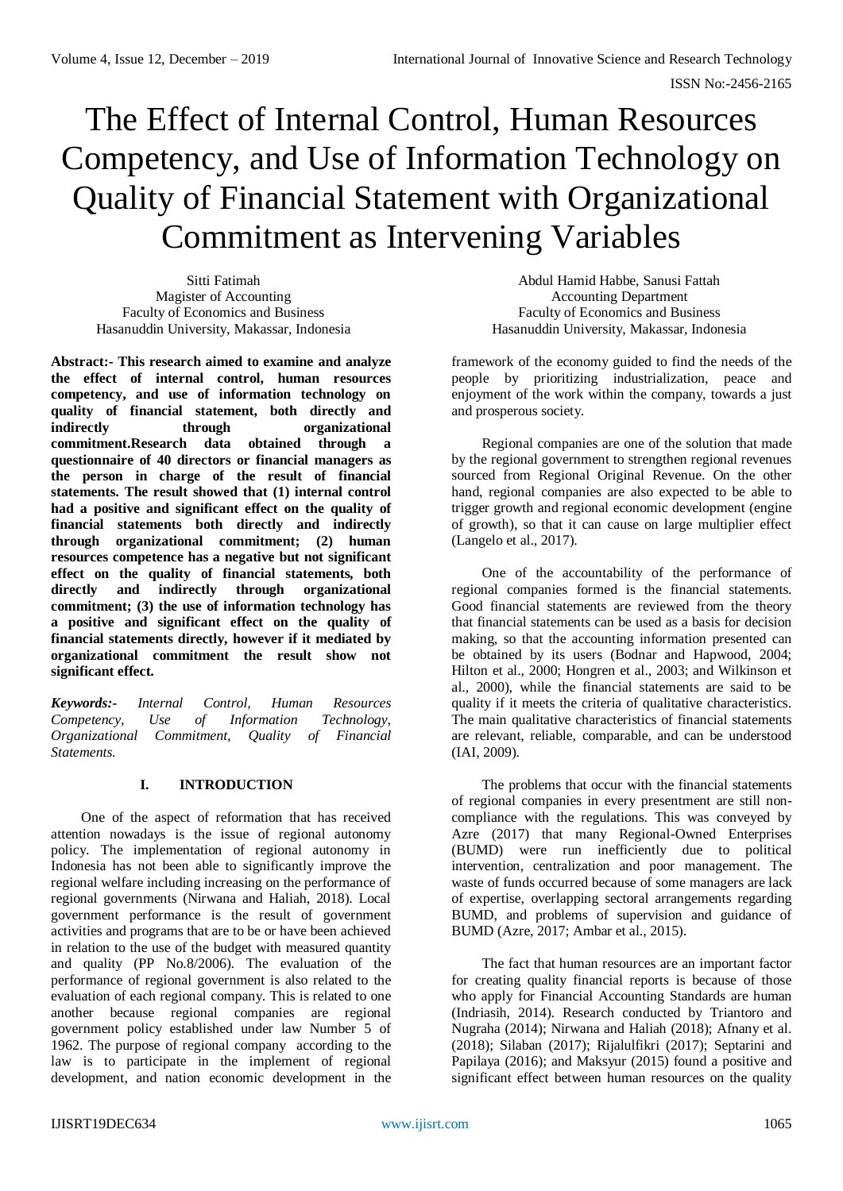# The Effect of Internal Control, Human Resources Competency, and Use of Information Technology on Quality of Financial Statement with Organizational Commitment as Intervening Variables

Sitti Fatimah
Magister of Accounting
Faculty of Economics and Business
Hasanuddin University, Makassar, Indonesia

Abdul Hamid Habbe, Sanusi Fattah
Accounting Department
Faculty of Economics and Business
Hasanuddin University, Makassar, Indonesia

**Abstract:- This research aimed to examine and analyze the effect of internal control, human resources competency, and use of information technology on quality of financial statement, both directly and indirectly through organizational commitment.Research data obtained through a questionnaire of 40 directors or financial managers as the person in charge of the result of financial statements. The result showed that (1) internal control had a positive and significant effect on the quality of financial statements both directly and indirectly through organizational commitment; (2) human resources competence has a negative but not significant effect on the quality of financial statements, both directly and indirectly through organizational commitment; (3) the use of information technology has a positive and significant effect on the quality of financial statements directly, however if it mediated by organizational commitment the result show not significant effect.**

***Keywords:-*** *Internal Control, Human Resources Competency, Use of Information Technology, Organizational Commitment, Quality of Financial Statements.*

## I. INTRODUCTION

One of the aspect of reformation that has received attention nowadays is the issue of regional autonomy policy. The implementation of regional autonomy in Indonesia has not been able to significantly improve the regional welfare including increasing on the performance of regional governments (Nirwana and Haliah, 2018). Local government performance is the result of government activities and programs that are to be or have been achieved in relation to the use of the budget with measured quantity and quality (PP No.8/2006). The evaluation of the performance of regional government is also related to the evaluation of each regional company. This is related to one another because regional companies are regional government policy established under law Number 5 of 1962. The purpose of regional company according to the law is to participate in the implement of regional development, and nation economic development in the framework of the economy guided to find the needs of the people by prioritizing industrialization, peace and enjoyment of the work within the company, towards a just and prosperous society.

Regional companies are one of the solution that made by the regional government to strengthen regional revenues sourced from Regional Original Revenue. On the other hand, regional companies are also expected to be able to trigger growth and regional economic development (engine of growth), so that it can cause on large multiplier effect (Langelo et al., 2017).

One of the accountability of the performance of regional companies formed is the financial statements. Good financial statements are reviewed from the theory that financial statements can be used as a basis for decision making, so that the accounting information presented can be obtained by its users (Bodnar and Hapwood, 2004; Hilton et al., 2000; Hongren et al., 2003; and Wilkinson et al., 2000), while the financial statements are said to be quality if it meets the criteria of qualitative characteristics. The main qualitative characteristics of financial statements are relevant, reliable, comparable, and can be understood (IAI, 2009).

The problems that occur with the financial statements of regional companies in every presentment are still non-compliance with the regulations. This was conveyed by Azre (2017) that many Regional-Owned Enterprises (BUMD) were run inefficiently due to political intervention, centralization and poor management. The waste of funds occurred because of some managers are lack of expertise, overlapping sectoral arrangements regarding BUMD, and problems of supervision and guidance of BUMD (Azre, 2017; Ambar et al., 2015).

The fact that human resources are an important factor for creating quality financial reports is because of those who apply for Financial Accounting Standards are human (Indriasih, 2014). Research conducted by Triantoro and Nugraha (2014); Nirwana and Haliah (2018); Afnany et al. (2018); Silaban (2017); Rijalulfikri (2017); Septarini and Papilaya (2016); and Maksyur (2015) found a positive and significant effect between human resources on the quality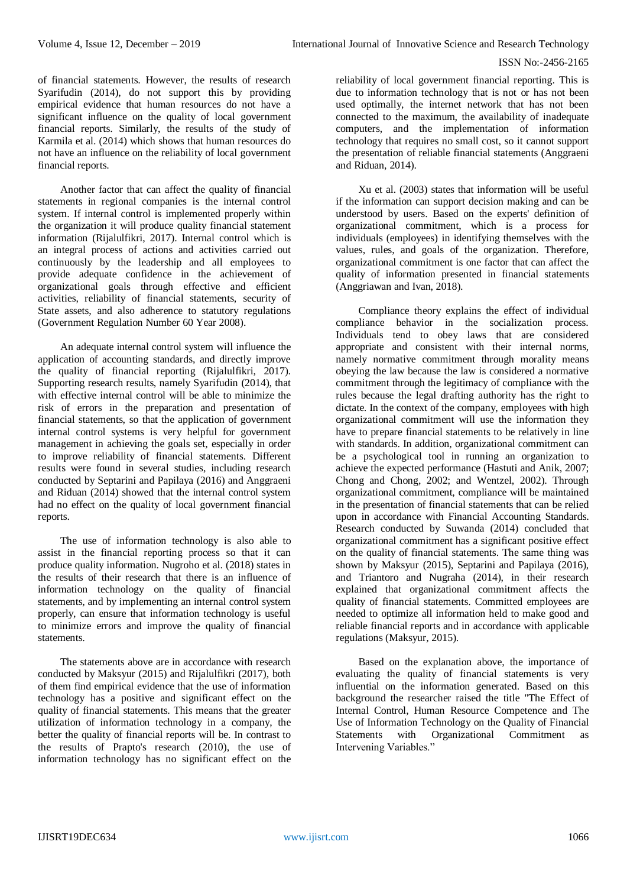of financial statements. However, the results of research Syarifudin (2014), do not support this by providing empirical evidence that human resources do not have a significant influence on the quality of local government financial reports. Similarly, the results of the study of Karmila et al. (2014) which shows that human resources do not have an influence on the reliability of local government financial reports.

Another factor that can affect the quality of financial statements in regional companies is the internal control system. If internal control is implemented properly within the organization it will produce quality financial statement information (Rijalulfikri, 2017). Internal control which is an integral process of actions and activities carried out continuously by the leadership and all employees to provide adequate confidence in the achievement of organizational goals through effective and efficient activities, reliability of financial statements, security of State assets, and also adherence to statutory regulations (Government Regulation Number 60 Year 2008).

An adequate internal control system will influence the application of accounting standards, and directly improve the quality of financial reporting (Rijalulfikri, 2017). Supporting research results, namely Syarifudin (2014), that with effective internal control will be able to minimize the risk of errors in the preparation and presentation of financial statements, so that the application of government internal control systems is very helpful for government management in achieving the goals set, especially in order to improve reliability of financial statements. Different results were found in several studies, including research conducted by Septarini and Papilaya (2016) and Anggraeni and Riduan (2014) showed that the internal control system had no effect on the quality of local government financial reports.

The use of information technology is also able to assist in the financial reporting process so that it can produce quality information. Nugroho et al. (2018) states in the results of their research that there is an influence of information technology on the quality of financial statements, and by implementing an internal control system properly, can ensure that information technology is useful to minimize errors and improve the quality of financial statements.

The statements above are in accordance with research conducted by Maksyur (2015) and Rijalulfikri (2017), both of them find empirical evidence that the use of information technology has a positive and significant effect on the quality of financial statements. This means that the greater utilization of information technology in a company, the better the quality of financial reports will be. In contrast to the results of Prapto's research (2010), the use of information technology has no significant effect on the reliability of local government financial reporting. This is due to information technology that is not or has not been used optimally, the internet network that has not been connected to the maximum, the availability of inadequate computers, and the implementation of information technology that requires no small cost, so it cannot support the presentation of reliable financial statements (Anggraeni and Riduan, 2014).

Xu et al. (2003) states that information will be useful if the information can support decision making and can be understood by users. Based on the experts' definition of organizational commitment, which is a process for individuals (employees) in identifying themselves with the values, rules, and goals of the organization. Therefore, organizational commitment is one factor that can affect the quality of information presented in financial statements (Anggriawan and Ivan, 2018).

Compliance theory explains the effect of individual compliance behavior in the socialization process. Individuals tend to obey laws that are considered appropriate and consistent with their internal norms, namely normative commitment through morality means obeying the law because the law is considered a normative commitment through the legitimacy of compliance with the rules because the legal drafting authority has the right to dictate. In the context of the company, employees with high organizational commitment will use the information they have to prepare financial statements to be relatively in line with standards. In addition, organizational commitment can be a psychological tool in running an organization to achieve the expected performance (Hastuti and Anik, 2007; Chong and Chong, 2002; and Wentzel, 2002). Through organizational commitment, compliance will be maintained in the presentation of financial statements that can be relied upon in accordance with Financial Accounting Standards. Research conducted by Suwanda (2014) concluded that organizational commitment has a significant positive effect on the quality of financial statements. The same thing was shown by Maksyur (2015), Septarini and Papilaya (2016), and Triantoro and Nugraha (2014), in their research explained that organizational commitment affects the quality of financial statements. Committed employees are needed to optimize all information held to make good and reliable financial reports and in accordance with applicable regulations (Maksyur, 2015).

Based on the explanation above, the importance of evaluating the quality of financial statements is very influential on the information generated. Based on this background the researcher raised the title "The Effect of Internal Control, Human Resource Competence and The Use of Information Technology on the Quality of Financial Statements with Organizational Commitment as Intervening Variables."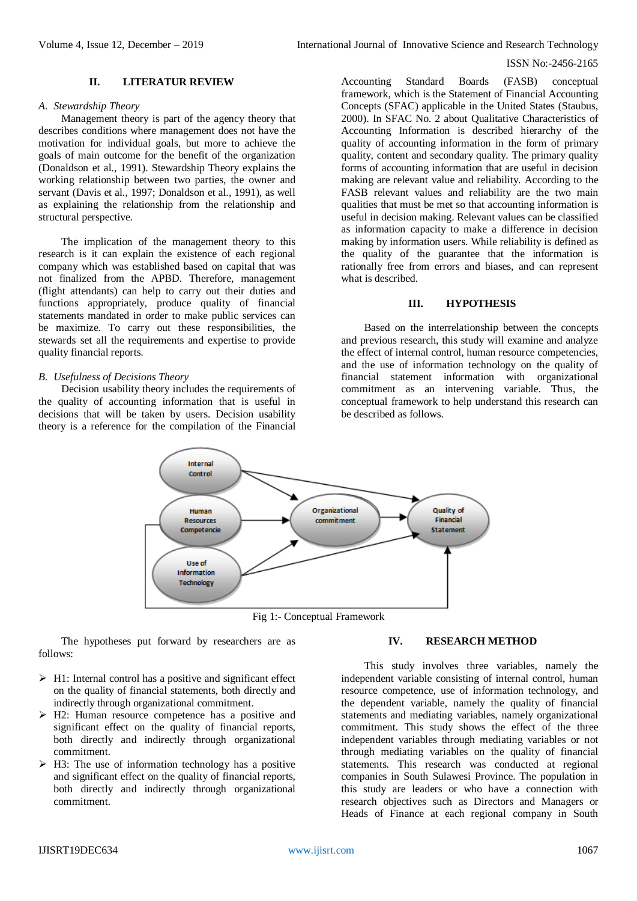## II. LITERATUR REVIEW

### A. Stewardship Theory

Management theory is part of the agency theory that describes conditions where management does not have the motivation for individual goals, but more to achieve the goals of main outcome for the benefit of the organization (Donaldson et al., 1991). Stewardship Theory explains the working relationship between two parties, the owner and servant (Davis et al., 1997; Donaldson et al., 1991), as well as explaining the relationship from the relationship and structural perspective.

The implication of the management theory to this research is it can explain the existence of each regional company which was established based on capital that was not finalized from the APBD. Therefore, management (flight attendants) can help to carry out their duties and functions appropriately, produce quality of financial statements mandated in order to make public services can be maximize. To carry out these responsibilities, the stewards set all the requirements and expertise to provide quality financial reports.

### B. Usefulness of Decisions Theory

Decision usability theory includes the requirements of the quality of accounting information that is useful in decisions that will be taken by users. Decision usability theory is a reference for the compilation of the Financial Accounting Standard Boards (FASB) conceptual framework, which is the Statement of Financial Accounting Concepts (SFAC) applicable in the United States (Staubus, 2000). In SFAC No. 2 about Qualitative Characteristics of Accounting Information is described hierarchy of the quality of accounting information in the form of primary quality, content and secondary quality. The primary quality forms of accounting information that are useful in decision making are relevant value and reliability. According to the FASB relevant values and reliability are the two main qualities that must be met so that accounting information is useful in decision making. Relevant values can be classified as information capacity to make a difference in decision making by information users. While reliability is defined as the quality of the guarantee that the information is rationally free from errors and biases, and can represent what is described.

## III. HYPOTHESIS

Based on the interrelationship between the concepts and previous research, this study will examine and analyze the effect of internal control, human resource competencies, and the use of information technology on the quality of financial statement information with organizational commitment as an intervening variable. Thus, the conceptual framework to help understand this research can be described as follows.

Fig 1:- Conceptual Framework

The hypotheses put forward by researchers are as follows:

- H1: Internal control has a positive and significant effect on the quality of financial statements, both directly and indirectly through organizational commitment.
- H2: Human resource competence has a positive and significant effect on the quality of financial reports, both directly and indirectly through organizational commitment.
- H3: The use of information technology has a positive and significant effect on the quality of financial reports, both directly and indirectly through organizational commitment.

## IV. RESEARCH METHOD

This study involves three variables, namely the independent variable consisting of internal control, human resource competence, use of information technology, and the dependent variable, namely the quality of financial statements and mediating variables, namely organizational commitment. This study shows the effect of the three independent variables through mediating variables or not through mediating variables on the quality of financial statements. This research was conducted at regional companies in South Sulawesi Province. The population in this study are leaders or who have a connection with research objectives such as Directors and Managers or Heads of Finance at each regional company in South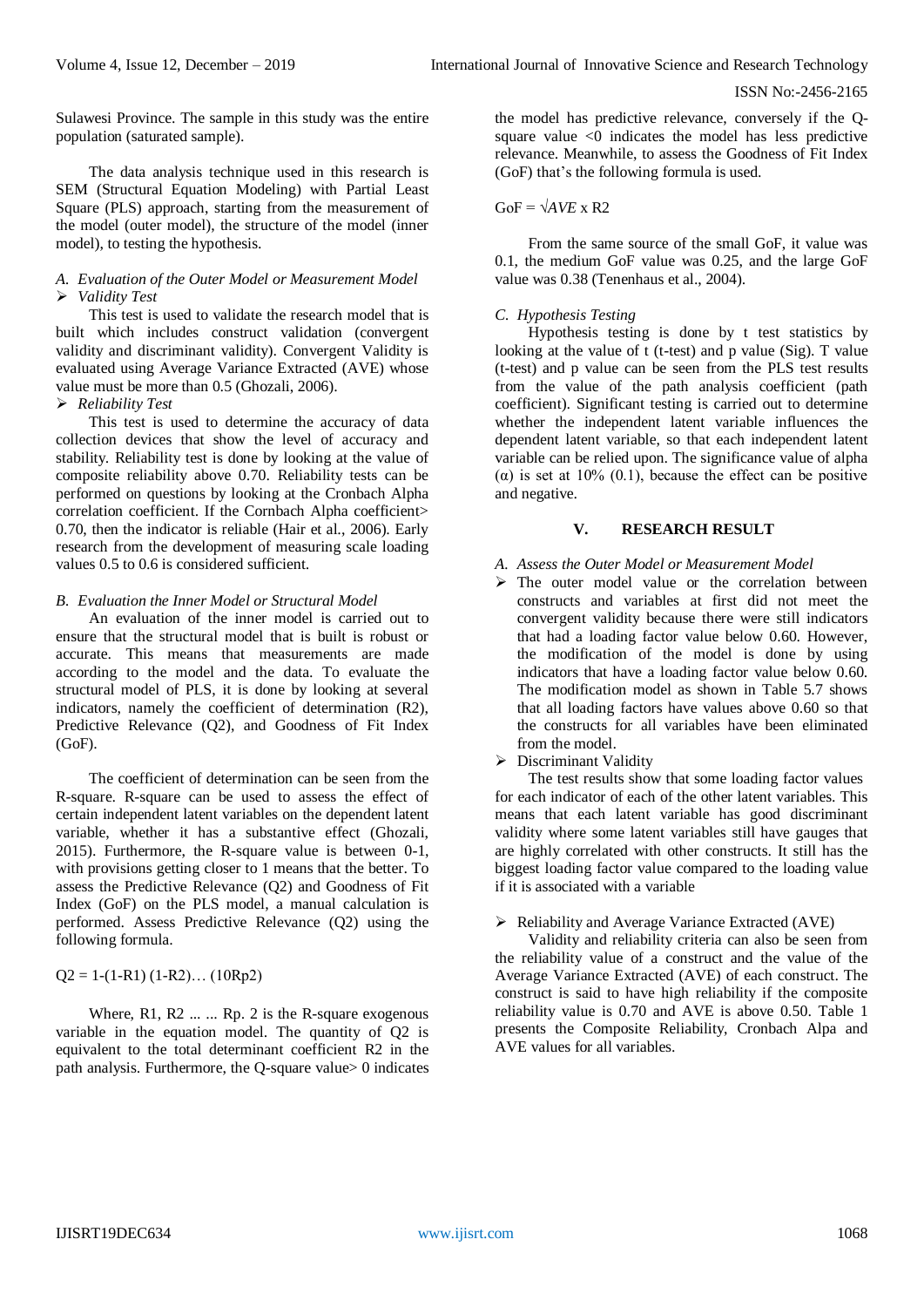Sulawesi Province. The sample in this study was the entire population (saturated sample).

The data analysis technique used in this research is SEM (Structural Equation Modeling) with Partial Least Square (PLS) approach, starting from the measurement of the model (outer model), the structure of the model (inner model), to testing the hypothesis.

### *A. Evaluation of the Outer Model or Measurement Model*

- *Validity Test*

This test is used to validate the research model that is built which includes construct validation (convergent validity and discriminant validity). Convergent Validity is evaluated using Average Variance Extracted (AVE) whose value must be more than 0.5 (Ghozali, 2006).

- *Reliability Test*

This test is used to determine the accuracy of data collection devices that show the level of accuracy and stability. Reliability test is done by looking at the value of composite reliability above 0.70. Reliability tests can be performed on questions by looking at the Cronbach Alpha correlation coefficient. If the Cornbach Alpha coefficient> 0.70, then the indicator is reliable (Hair et al., 2006). Early research from the development of measuring scale loading values 0.5 to 0.6 is considered sufficient.

### *B. Evaluation the Inner Model or Structural Model*

An evaluation of the inner model is carried out to ensure that the structural model that is built is robust or accurate. This means that measurements are made according to the model and the data. To evaluate the structural model of PLS, it is done by looking at several indicators, namely the coefficient of determination (R2), Predictive Relevance (Q2), and Goodness of Fit Index (GoF).

The coefficient of determination can be seen from the R-square. R-square can be used to assess the effect of certain independent latent variables on the dependent latent variable, whether it has a substantive effect (Ghozali, 2015). Furthermore, the R-square value is between 0-1, with provisions getting closer to 1 means that the better. To assess the Predictive Relevance (Q2) and Goodness of Fit Index (GoF) on the PLS model, a manual calculation is performed. Assess Predictive Relevance (Q2) using the following formula.

Q2 = 1-(1-R1) (1-R2)… (10Rp2)

Where, R1, R2 ... ... Rp. 2 is the R-square exogenous variable in the equation model. The quantity of Q2 is equivalent to the total determinant coefficient R2 in the path analysis. Furthermore, the Q-square value> 0 indicates the model has predictive relevance, conversely if the Q-square value <0 indicates the model has less predictive relevance. Meanwhile, to assess the Goodness of Fit Index (GoF) that's the following formula is used.

GoF = $\sqrt{AVE}$ x R2

From the same source of the small GoF, it value was 0.1, the medium GoF value was 0.25, and the large GoF value was 0.38 (Tenenhaus et al., 2004).

### *C. Hypothesis Testing*

Hypothesis testing is done by t test statistics by looking at the value of t (t-test) and p value (Sig). T value (t-test) and p value can be seen from the PLS test results from the value of the path analysis coefficient (path coefficient). Significant testing is carried out to determine whether the independent latent variable influences the dependent latent variable, so that each independent latent variable can be relied upon. The significance value of alpha (α) is set at 10% (0.1), because the effect can be positive and negative.

## V. RESEARCH RESULT

### *A. Assess the Outer Model or Measurement Model*

- The outer model value or the correlation between constructs and variables at first did not meet the convergent validity because there were still indicators that had a loading factor value below 0.60. However, the modification of the model is done by using indicators that have a loading factor value below 0.60. The modification model as shown in Table 5.7 shows that all loading factors have values above 0.60 so that the constructs for all variables have been eliminated from the model.
- Discriminant Validity

The test results show that some loading factor values for each indicator of each of the other latent variables. This means that each latent variable has good discriminant validity where some latent variables still have gauges that are highly correlated with other constructs. It still has the biggest loading factor value compared to the loading value if it is associated with a variable

- Reliability and Average Variance Extracted (AVE)

Validity and reliability criteria can also be seen from the reliability value of a construct and the value of the Average Variance Extracted (AVE) of each construct. The construct is said to have high reliability if the composite reliability value is 0.70 and AVE is above 0.50. Table 1 presents the Composite Reliability, Cronbach Alpa and AVE values for all variables.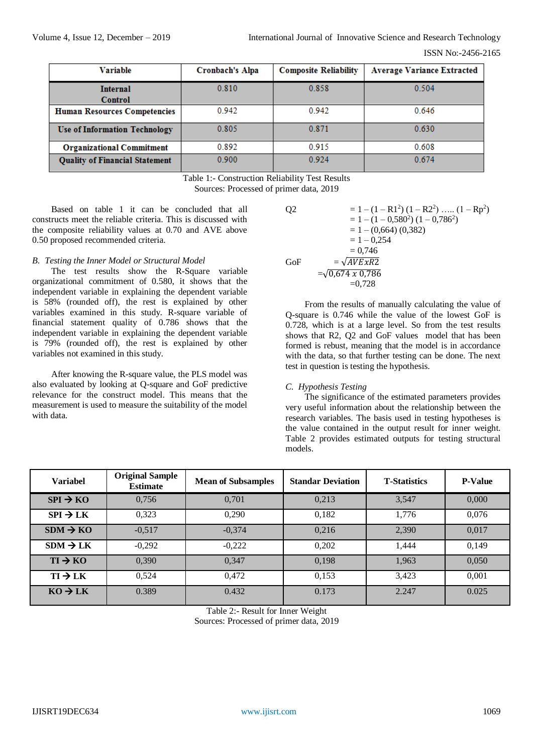| Variable | Cronbach's Alpa | Composite Reliability | Average Variance Extracted |
|---|---|---|---|
| Internal Control | 0.810 | 0.858 | 0.504 |
| Human Resources Competencies | 0.942 | 0.942 | 0.646 |
| Use of Information Technology | 0.805 | 0.871 | 0.630 |
| Organizational Commitment | 0.892 | 0.915 | 0.608 |
| Quality of Financial Statement | 0.900 | 0.924 | 0.674 |

Table 1:- Construction Reliability Test Results
Sources: Processed of primer data, 2019

Based on table 1 it can be concluded that all constructs meet the reliable criteria. This is discussed with the composite reliability values at 0.70 and AVE above 0.50 proposed recommended criteria.

*B. Testing the Inner Model or Structural Model*

The test results show the R-Square variable organizational commitment of 0.580, it shows that the independent variable in explaining the dependent variable is 58% (rounded off), the rest is explained by other variables examined in this study. R-square variable of financial statement quality of 0.786 shows that the independent variable in explaining the dependent variable is 79% (rounded off), the rest is explained by other variables not examined in this study.

After knowing the R-square value, the PLS model was also evaluated by looking at Q-square and GoF predictive relevance for the construct model. This means that the measurement is used to measure the suitability of the model with data.

$$
\begin{aligned}
Q2 &= 1 - (1 - R1^2)(1 - R2^2) \ldots\ldots (1 - Rp^2) \\
&= 1 - (1 - 0{,}580^2)(1 - 0{,}786^2) \\
&= 1 - (0{,}664)(0{,}382) \\
&= 1 - 0{,}254 \\
&= 0{,}746
\end{aligned}
$$

$$
\begin{aligned}
GoF &= \sqrt{AVE x R2} \\
&= \sqrt{0{,}674 \; x \; 0{,}786} \\
&= 0{,}728
\end{aligned}
$$

From the results of manually calculating the value of Q-square is 0.746 while the value of the lowest GoF is 0.728, which is at a large level. So from the test results shows that R2, Q2 and GoF values model that has been formed is rebust, meaning that the model is in accordance with the data, so that further testing can be done. The next test in question is testing the hypothesis.

*C. Hypothesis Testing*

The significance of the estimated parameters provides very useful information about the relationship between the research variables. The basis used in testing hypotheses is the value contained in the output result for inner weight. Table 2 provides estimated outputs for testing structural models.

| Variabel | Original Sample Estimate | Mean of Subsamples | Standar Deviation | T-Statistics | P-Value |
|---|---|---|---|---|---|
| SPI → KO | 0,756 | 0,701 | 0,213 | 3,547 | 0,000 |
| SPI → LK | 0,323 | 0,290 | 0,182 | 1,776 | 0,076 |
| SDM → KO | -0,517 | -0,374 | 0,216 | 2,390 | 0,017 |
| SDM → LK | -0,292 | -0,222 | 0,202 | 1,444 | 0,149 |
| TI → KO | 0,390 | 0,347 | 0,198 | 1,963 | 0,050 |
| TI → LK | 0,524 | 0,472 | 0,153 | 3,423 | 0,001 |
| KO → LK | 0.389 | 0.432 | 0.173 | 2.247 | 0.025 |

Table 2:- Result for Inner Weight
Sources: Processed of primer data, 2019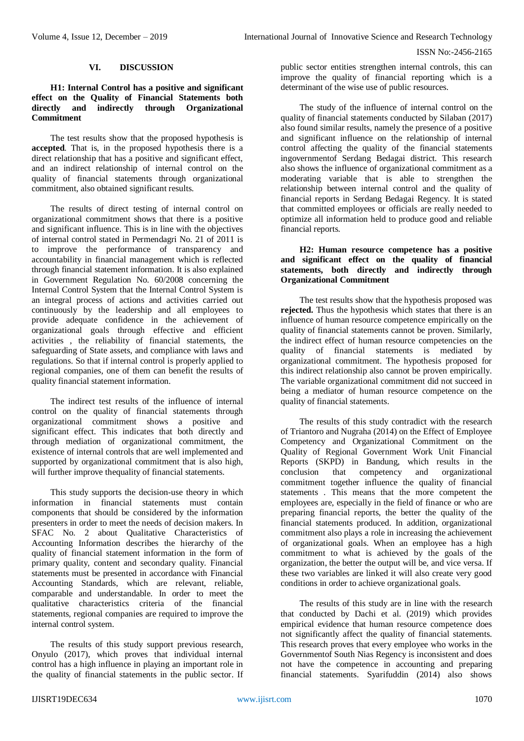## VI. DISCUSSION

### H1: Internal Control has a positive and significant effect on the Quality of Financial Statements both directly and indirectly through Organizational Commitment

The test results show that the proposed hypothesis is **accepted**. That is, in the proposed hypothesis there is a direct relationship that has a positive and significant effect, and an indirect relationship of internal control on the quality of financial statements through organizational commitment, also obtained significant results.

The results of direct testing of internal control on organizational commitment shows that there is a positive and significant influence. This is in line with the objectives of internal control stated in Permendagri No. 21 of 2011 is to improve the performance of transparency and accountability in financial management which is reflected through financial statement information. It is also explained in Government Regulation No. 60/2008 concerning the Internal Control System that the Internal Control System is an integral process of actions and activities carried out continuously by the leadership and all employees to provide adequate confidence in the achievement of organizational goals through effective and efficient activities , the reliability of financial statements, the safeguarding of State assets, and compliance with laws and regulations. So that if internal control is properly applied to regional companies, one of them can benefit the results of quality financial statement information.

The indirect test results of the influence of internal control on the quality of financial statements through organizational commitment shows a positive and significant effect. This indicates that both directly and through mediation of organizational commitment, the existence of internal controls that are well implemented and supported by organizational commitment that is also high, will further improve thequality of financial statements.

This study supports the decision-use theory in which information in financial statements must contain components that should be considered by the information presenters in order to meet the needs of decision makers. In SFAC No. 2 about Qualitative Characteristics of Accounting Information describes the hierarchy of the quality of financial statement information in the form of primary quality, content and secondary quality. Financial statements must be presented in accordance with Financial Accounting Standards, which are relevant, reliable, comparable and understandable. In order to meet the qualitative characteristics criteria of the financial statements, regional companies are required to improve the internal control system.

The results of this study support previous research, Onyulo (2017), which proves that individual internal control has a high influence in playing an important role in the quality of financial statements in the public sector. If public sector entities strengthen internal controls, this can improve the quality of financial reporting which is a determinant of the wise use of public resources.

The study of the influence of internal control on the quality of financial statements conducted by Silaban (2017) also found similar results, namely the presence of a positive and significant influence on the relationship of internal control affecting the quality of the financial statements ingovernmentof Serdang Bedagai district. This research also shows the influence of organizational commitment as a moderating variable that is able to strengthen the relationship between internal control and the quality of financial reports in Serdang Bedagai Regency. It is stated that committed employees or officials are really needed to optimize all information held to produce good and reliable financial reports.

### H2: Human resource competence has a positive and significant effect on the quality of financial statements, both directly and indirectly through Organizational Commitment

The test results show that the hypothesis proposed was **rejected.** Thus the hypothesis which states that there is an influence of human resource competence empirically on the quality of financial statements cannot be proven. Similarly, the indirect effect of human resource competencies on the quality of financial statements is mediated by organizational commitment. The hypothesis proposed for this indirect relationship also cannot be proven empirically. The variable organizational commitment did not succeed in being a mediator of human resource competence on the quality of financial statements.

The results of this study contradict with the research of Triantoro and Nugraha (2014) on the Effect of Employee Competency and Organizational Commitment on the Quality of Regional Government Work Unit Financial Reports (SKPD) in Bandung, which results in the conclusion that competency and organizational commitment together influence the quality of financial statements . This means that the more competent the employees are, especially in the field of finance or who are preparing financial reports, the better the quality of the financial statements produced. In addition, organizational commitment also plays a role in increasing the achievement of organizational goals. When an employee has a high commitment to what is achieved by the goals of the organization, the better the output will be, and vice versa. If these two variables are linked it will also create very good conditions in order to achieve organizational goals.

The results of this study are in line with the research that conducted by Dachi et al. (2019) which provides empirical evidence that human resource competence does not significantly affect the quality of financial statements. This research proves that every employee who works in the Governmentof South Nias Regency is inconsistent and does not have the competence in accounting and preparing financial statements. Syarifuddin (2014) also shows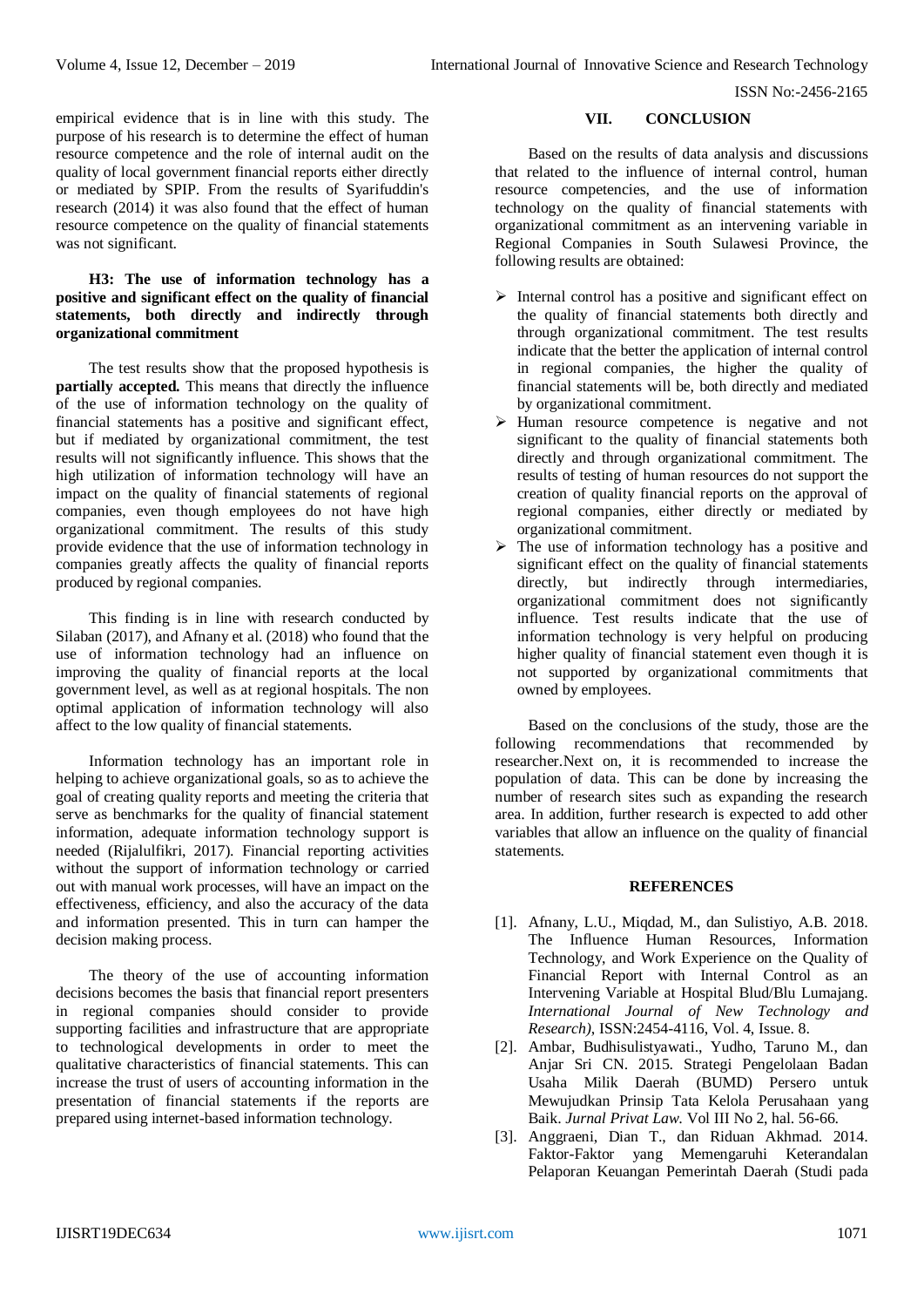empirical evidence that is in line with this study. The purpose of his research is to determine the effect of human resource competence and the role of internal audit on the quality of local government financial reports either directly or mediated by SPIP. From the results of Syarifuddin's research (2014) it was also found that the effect of human resource competence on the quality of financial statements was not significant.

**H3: The use of information technology has a positive and significant effect on the quality of financial statements, both directly and indirectly through organizational commitment**

The test results show that the proposed hypothesis is **partially accepted.** This means that directly the influence of the use of information technology on the quality of financial statements has a positive and significant effect, but if mediated by organizational commitment, the test results will not significantly influence. This shows that the high utilization of information technology will have an impact on the quality of financial statements of regional companies, even though employees do not have high organizational commitment. The results of this study provide evidence that the use of information technology in companies greatly affects the quality of financial reports produced by regional companies.

This finding is in line with research conducted by Silaban (2017), and Afnany et al. (2018) who found that the use of information technology had an influence on improving the quality of financial reports at the local government level, as well as at regional hospitals. The non optimal application of information technology will also affect to the low quality of financial statements.

Information technology has an important role in helping to achieve organizational goals, so as to achieve the goal of creating quality reports and meeting the criteria that serve as benchmarks for the quality of financial statement information, adequate information technology support is needed (Rijalulfikri, 2017). Financial reporting activities without the support of information technology or carried out with manual work processes, will have an impact on the effectiveness, efficiency, and also the accuracy of the data and information presented. This in turn can hamper the decision making process.

The theory of the use of accounting information decisions becomes the basis that financial report presenters in regional companies should consider to provide supporting facilities and infrastructure that are appropriate to technological developments in order to meet the qualitative characteristics of financial statements. This can increase the trust of users of accounting information in the presentation of financial statements if the reports are prepared using internet-based information technology.

## VII. CONCLUSION

Based on the results of data analysis and discussions that related to the influence of internal control, human resource competencies, and the use of information technology on the quality of financial statements with organizational commitment as an intervening variable in Regional Companies in South Sulawesi Province, the following results are obtained:

- Internal control has a positive and significant effect on the quality of financial statements both directly and through organizational commitment. The test results indicate that the better the application of internal control in regional companies, the higher the quality of financial statements will be, both directly and mediated by organizational commitment.
- Human resource competence is negative and not significant to the quality of financial statements both directly and through organizational commitment. The results of testing of human resources do not support the creation of quality financial reports on the approval of regional companies, either directly or mediated by organizational commitment.
- The use of information technology has a positive and significant effect on the quality of financial statements directly, but indirectly through intermediaries, organizational commitment does not significantly influence. Test results indicate that the use of information technology is very helpful on producing higher quality of financial statement even though it is not supported by organizational commitments that owned by employees.

Based on the conclusions of the study, those are the following recommendations that recommended by researcher.Next on, it is recommended to increase the population of data. This can be done by increasing the number of research sites such as expanding the research area. In addition, further research is expected to add other variables that allow an influence on the quality of financial statements.

## REFERENCES

[1]. Afnany, L.U., Miqdad, M., dan Sulistiyo, A.B. 2018. The Influence Human Resources, Information Technology, and Work Experience on the Quality of Financial Report with Internal Control as an Intervening Variable at Hospital Blud/Blu Lumajang. *International Journal of New Technology and Research)*, ISSN:2454-4116, Vol. 4, Issue. 8.

[2]. Ambar, Budhisulistyawati., Yudho, Taruno M., dan Anjar Sri CN. 2015. Strategi Pengelolaan Badan Usaha Milik Daerah (BUMD) Persero untuk Mewujudkan Prinsip Tata Kelola Perusahaan yang Baik. *Jurnal Privat Law.* Vol III No 2, hal. 56-66.

[3]. Anggraeni, Dian T., dan Riduan Akhmad. 2014. Faktor-Faktor yang Memengaruhi Keterandalan Pelaporan Keuangan Pemerintah Daerah (Studi pada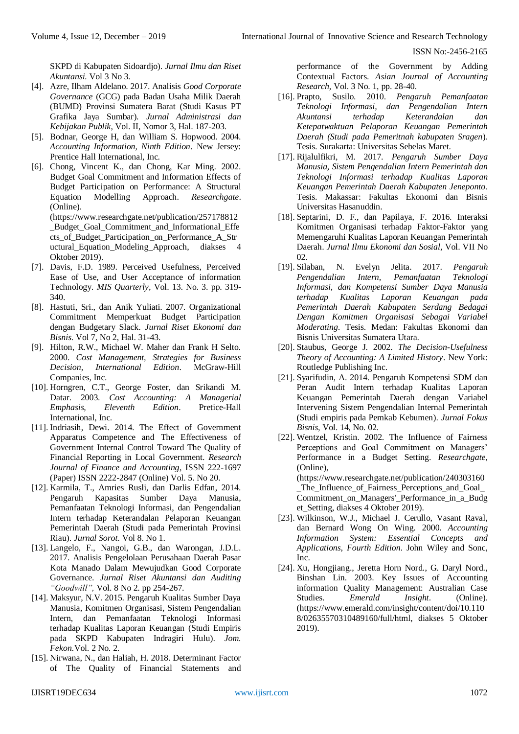SKPD di Kabupaten Sidoardjo). *Jurnal Ilmu dan Riset Akuntansi.* Vol 3 No 3.

[4]. Azre, Ilham Aldelano. 2017. Analisis *Good Corporate Governance* (GCG) pada Badan Usaha Milik Daerah (BUMD) Provinsi Sumatera Barat (Studi Kasus PT Grafika Jaya Sumbar). *Jurnal Administrasi dan Kebijakan Publik*, Vol. II, Nomor 3, Hal. 187-203.

[5]. Bodnar, George H, dan William S. Hopwood. 2004. *Accounting Information, Ninth Edition*. New Jersey: Prentice Hall International, Inc.

[6]. Chong, Vincent K., dan Chong, Kar Ming. 2002. Budget Goal Commitment and Information Effects of Budget Participation on Performance: A Structural Equation Modelling Approach. *Researchgate*. (Online). (https://www.researchgate.net/publication/257178812_Budget_Goal_Commitment_and_Informational_Effects_of_Budget_Participation_on_Performance_A_Structural_Equation_Modeling_Approach, diakses 4 Oktober 2019).

[7]. Davis, F.D. 1989. Perceived Usefulness, Perceived Ease of Use, and User Acceptance of information Technology. *MIS Quarterly*, Vol. 13. No. 3. pp. 319-340.

[8]. Hastuti, Sri., dan Anik Yuliati. 2007. Organizational Commitment Memperkuat Budget Participation dengan Budgetary Slack. *Jurnal Riset Ekonomi dan Bisnis.* Vol 7, No 2, Hal. 31-43.

[9]. Hilton, R.W., Michael W. Maher dan Frank H Selto. 2000. *Cost Management, Strategies for Business Decision, International Edition*. McGraw-Hill Companies, Inc.

[10]. Horngren, C.T., George Foster, dan Srikandi M. Datar. 2003. *Cost Accounting: A Managerial Emphasis, Eleventh Edition*. Pretice-Hall International, Inc.

[11]. Indriasih, Dewi. 2014. The Effect of Government Apparatus Competence and The Effectiveness of Government Internal Control Toward The Quality of Financial Reporting in Local Government. *Research Journal of Finance and Accounting*, ISSN 222-1697 (Paper) ISSN 2222-2847 (Online) Vol. 5. No 20.

[12]. Karmila, T., Amries Rusli, dan Darlis Edfan, 2014. Pengaruh Kapasitas Sumber Daya Manusia, Pemanfaatan Teknologi Informasi, dan Pengendalian Intern terhadap Keterandalan Pelaporan Keuangan Pemerintah Daerah (Studi pada Pemerintah Provinsi Riau). *Jurnal Sorot.* Vol 8. No 1.

[13]. Langelo, F., Nangoi, G.B., dan Warongan, J.D.L. 2017. Analisis Pengelolaan Perusahaan Daerah Pasar Kota Manado Dalam Mewujudkan Good Corporate Governance. *Jurnal Riset Akuntansi dan Auditing "Goodwill"*, Vol. 8 No 2. pp 254-267.

[14]. Maksyur, N.V. 2015. Pengaruh Kualitas Sumber Daya Manusia, Komitmen Organisasi, Sistem Pengendalian Intern, dan Pemanfaatan Teknologi Informasi terhadap Kualitas Laporan Keuangan (Studi Empiris pada SKPD Kabupaten Indragiri Hulu). *Jom. Fekon.*Vol. 2 No. 2.

[15]. Nirwana, N., dan Haliah, H. 2018. Determinant Factor of The Quality of Financial Statements and performance of the Government by Adding Contextual Factors. *Asian Journal of Accounting Research*, Vol. 3 No. 1, pp. 28-40.

[16]. Prapto, Susilo. 2010. *Pengaruh Pemanfaatan Teknologi Informasi, dan Pengendalian Intern Akuntansi terhadap Keterandalan dan Ketepatwaktuan Pelaporan Keuangan Pemerintah Daerah (Studi pada Pemeritnah kabupaten Sragen*). Tesis. Surakarta: Universitas Sebelas Maret.

[17]. Rijalulfikri, M. 2017. *Pengaruh Sumber Daya Manusia, Sistem Pengendalian Intern Pemerintah dan Teknologi Informasi terhadap Kualitas Laporan Keuangan Pemerintah Daerah Kabupaten Jeneponto*. Tesis. Makassar: Fakultas Ekonomi dan Bisnis Universitas Hasanuddin.

[18]. Septarini, D. F., dan Papilaya, F. 2016. Interaksi Komitmen Organisasi terhadap Faktor-Faktor yang Memengaruhi Kualitas Laporan Keuangan Pemerintah Daerah. *Jurnal Ilmu Ekonomi dan Sosial*, Vol. VII No 02.

[19]. Silaban, N. Evelyn Jelita. 2017. *Pengaruh Pengendalian Intern, Pemanfaatan Teknologi Informasi, dan Kompetensi Sumber Daya Manusia terhadap Kualitas Laporan Keuangan pada Pemerintah Daerah Kabupaten Serdang Bedagai Dengan Komitmen Organisasi Sebagai Variabel Moderating.* Tesis. Medan: Fakultas Ekonomi dan Bisnis Universitas Sumatera Utara.

[20]. Staubus, George J. 2002. *The Decision-Usefulness Theory of Accounting: A Limited History*. New York: Routledge Publishing Inc.

[21]. Syarifudin, A. 2014. Pengaruh Kompetensi SDM dan Peran Audit Intern terhadap Kualitas Laporan Keuangan Pemerintah Daerah dengan Variabel Intervening Sistem Pengendalian Internal Pemerintah (Studi empiris pada Pemkab Kebumen). *Jurnal Fokus Bisnis*, Vol. 14, No. 02.

[22]. Wentzel, Kristin. 2002. The Influence of Fairness Perceptions and Goal Commitment on Managers' Performance in a Budget Setting. *Researchgate,* (Online), (https://www.researchgate.net/publication/240303160_The_Influence_of_Fairness_Perceptions_and_Goal_Commitment_on_Managers'_Performance_in_a_Budget_Setting, diakses 4 Oktober 2019).

[23]. Wilkinson, W.J., Michael J. Cerullo, Vasant Raval, dan Bernard Wong On Wing. 2000. *Accounting Information System: Essential Concepts and Applications, Fourth Edition*. John Wiley and Sonc, Inc.

[24]. Xu, Hongjiang., Jeretta Horn Nord., G. Daryl Nord., Binshan Lin. 2003. Key Issues of Accounting information Quality Management: Australian Case Studies. *Emerald Insight*. (Online). (https://www.emerald.com/insight/content/doi/10.1108/02635570310489160/full/html, diakses 5 Oktober 2019).